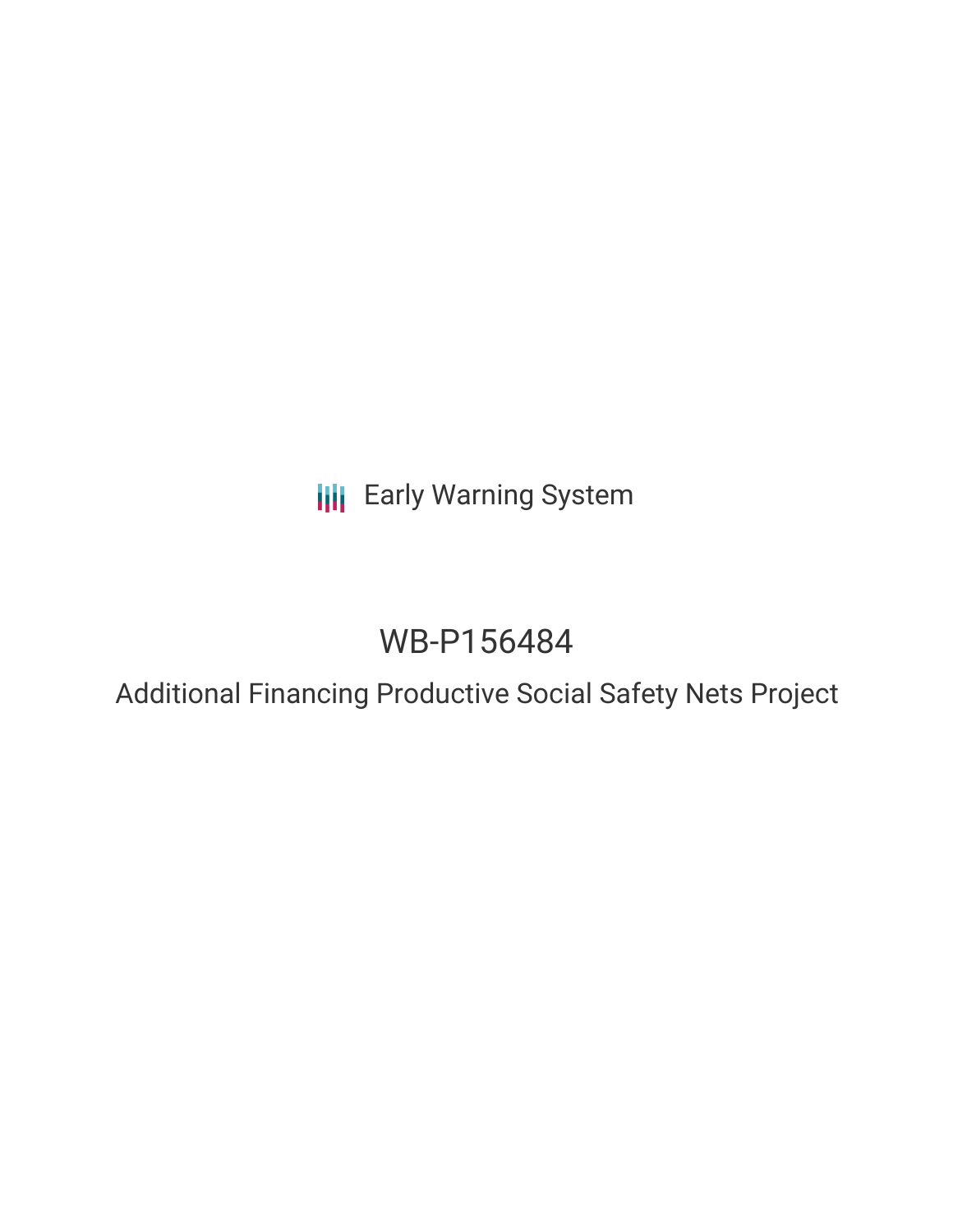Early Warning System

# WB-P156484

## Additional Financing Productive Social Safety Nets Project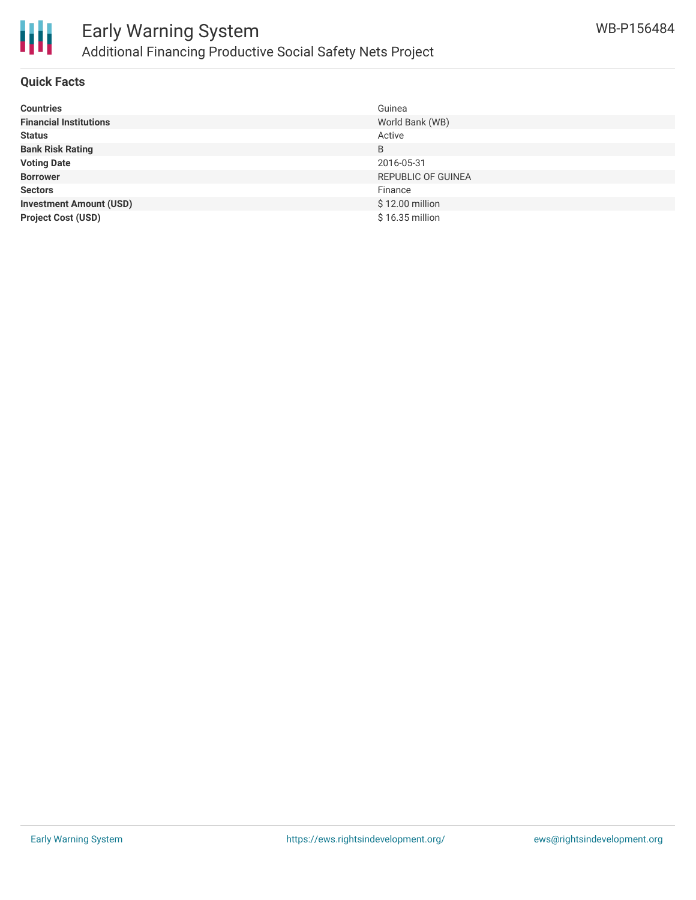# Early Warning System

## Additional Financing Productive Social Safety Nets Project

WB-P156484

### Quick Facts

| | |
|---|---|
| **Countries** | Guinea |
| **Financial Institutions** | World Bank (WB) |
| **Status** | Active |
| **Bank Risk Rating** | B |
| **Voting Date** | 2016-05-31 |
| **Borrower** | REPUBLIC OF GUINEA |
| **Sectors** | Finance |
| **Investment Amount (USD)** | $ 12.00 million |
| **Project Cost (USD)** | $ 16.35 million |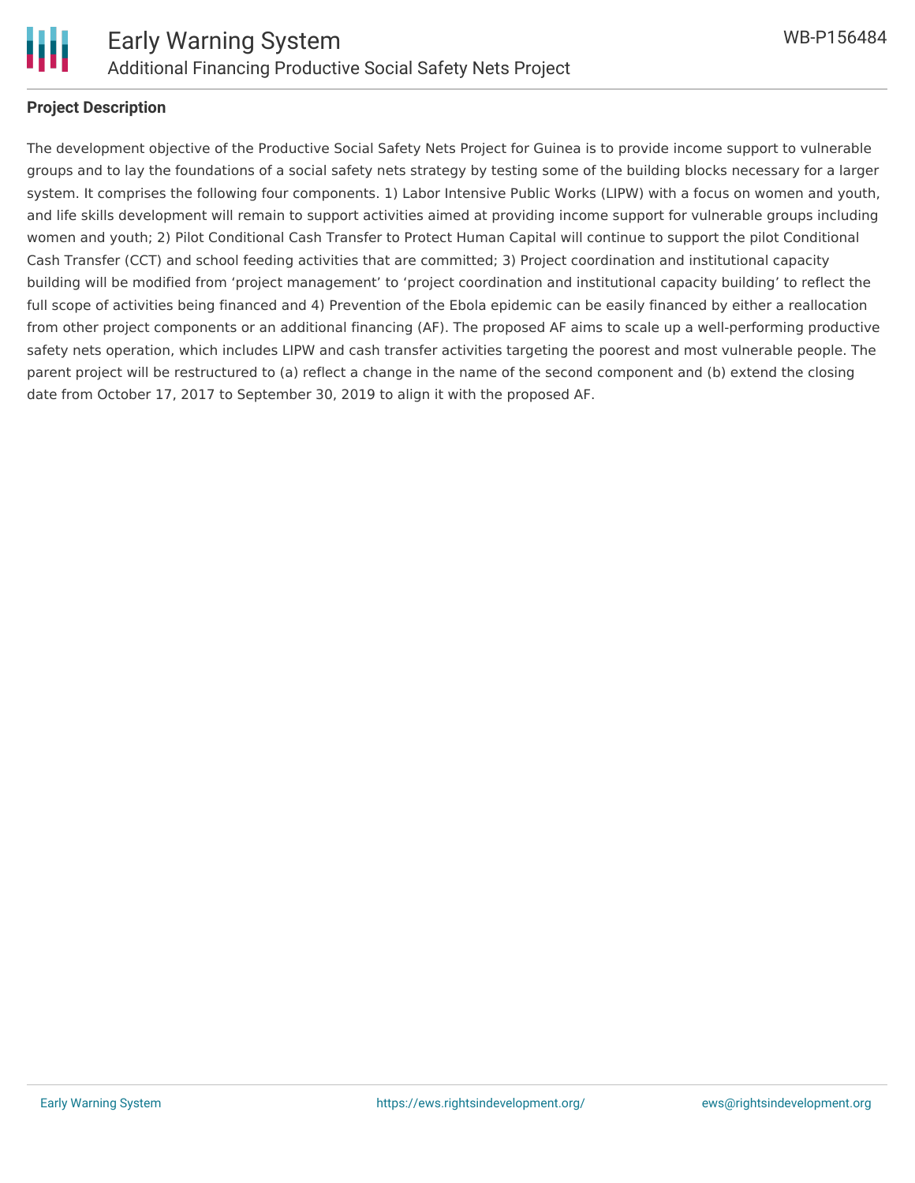**Project Description**

The development objective of the Productive Social Safety Nets Project for Guinea is to provide income support to vulnerable groups and to lay the foundations of a social safety nets strategy by testing some of the building blocks necessary for a larger system. It comprises the following four components. 1) Labor Intensive Public Works (LIPW) with a focus on women and youth, and life skills development will remain to support activities aimed at providing income support for vulnerable groups including women and youth; 2) Pilot Conditional Cash Transfer to Protect Human Capital will continue to support the pilot Conditional Cash Transfer (CCT) and school feeding activities that are committed; 3) Project coordination and institutional capacity building will be modified from 'project management' to 'project coordination and institutional capacity building' to reflect the full scope of activities being financed and 4) Prevention of the Ebola epidemic can be easily financed by either a reallocation from other project components or an additional financing (AF). The proposed AF aims to scale up a well-performing productive safety nets operation, which includes LIPW and cash transfer activities targeting the poorest and most vulnerable people. The parent project will be restructured to (a) reflect a change in the name of the second component and (b) extend the closing date from October 17, 2017 to September 30, 2019 to align it with the proposed AF.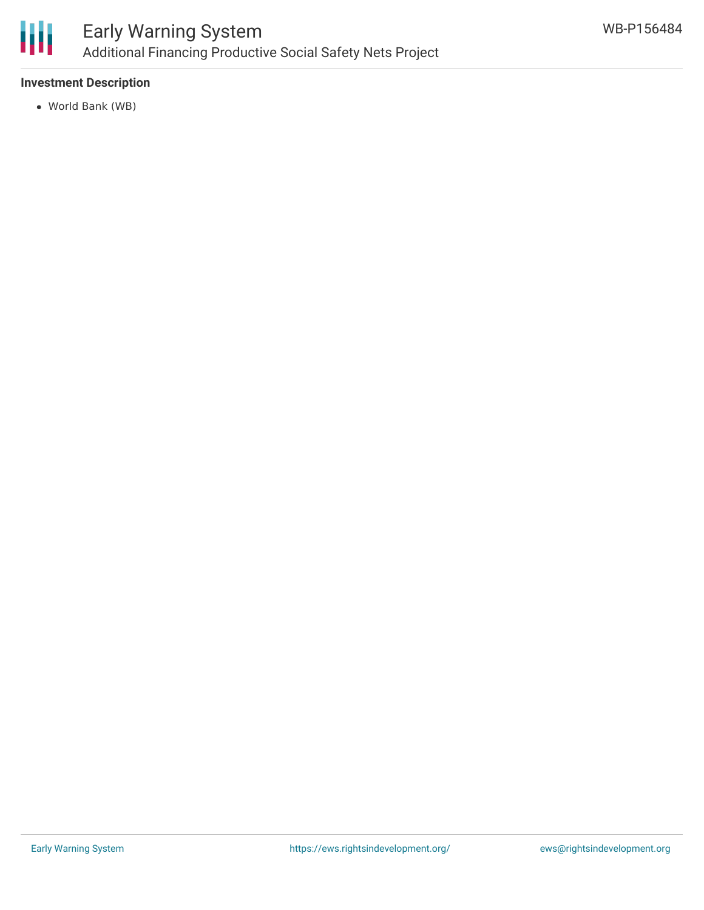### Investment Description

- World Bank (WB)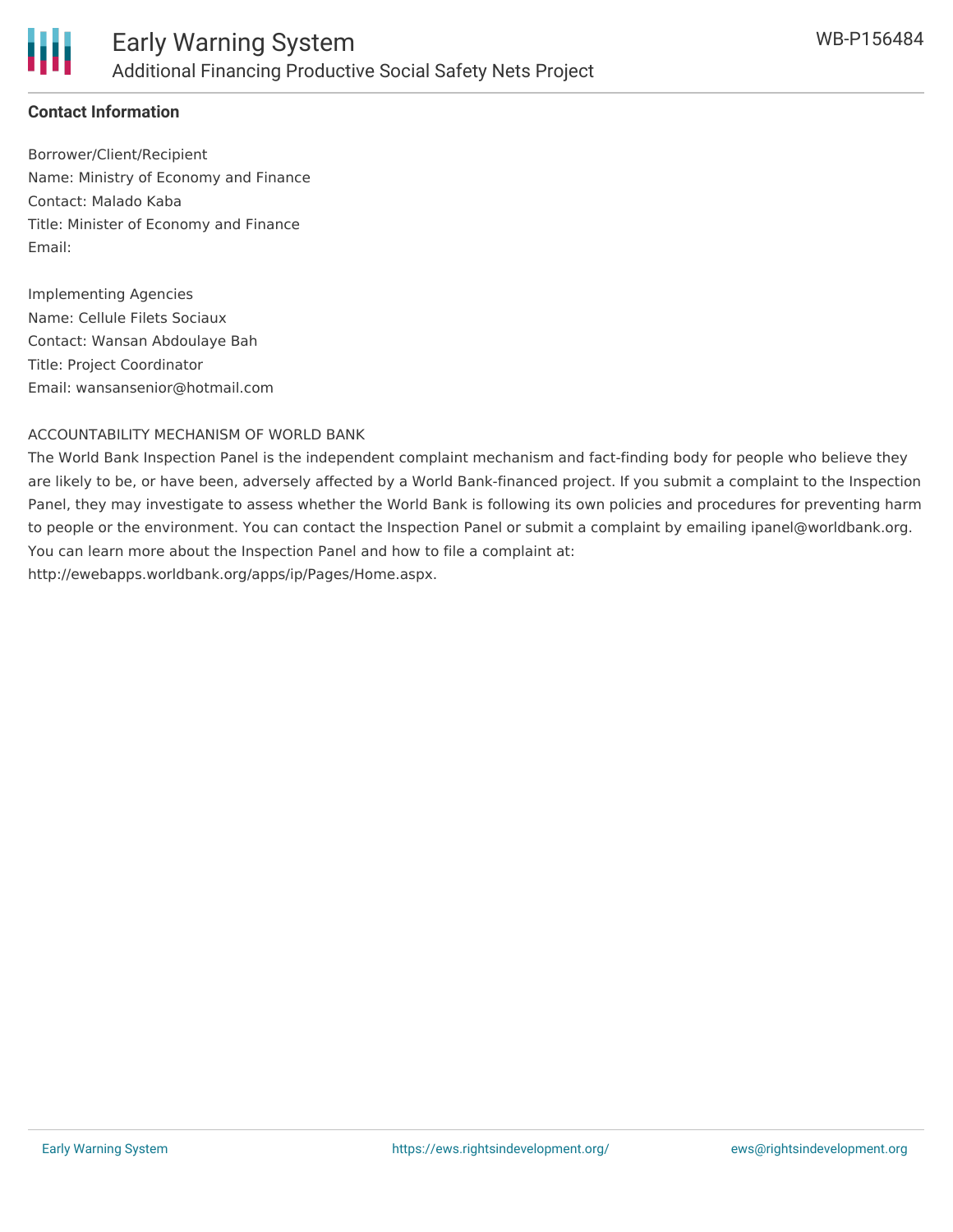## Contact Information

Borrower/Client/Recipient
Name: Ministry of Economy and Finance
Contact: Malado Kaba
Title: Minister of Economy and Finance
Email:

Implementing Agencies
Name: Cellule Filets Sociaux
Contact: Wansan Abdoulaye Bah
Title: Project Coordinator
Email: wansansenior@hotmail.com

ACCOUNTABILITY MECHANISM OF WORLD BANK
The World Bank Inspection Panel is the independent complaint mechanism and fact-finding body for people who believe they are likely to be, or have been, adversely affected by a World Bank-financed project. If you submit a complaint to the Inspection Panel, they may investigate to assess whether the World Bank is following its own policies and procedures for preventing harm to people or the environment. You can contact the Inspection Panel or submit a complaint by emailing ipanel@worldbank.org. You can learn more about the Inspection Panel and how to file a complaint at: http://ewebapps.worldbank.org/apps/ip/Pages/Home.aspx.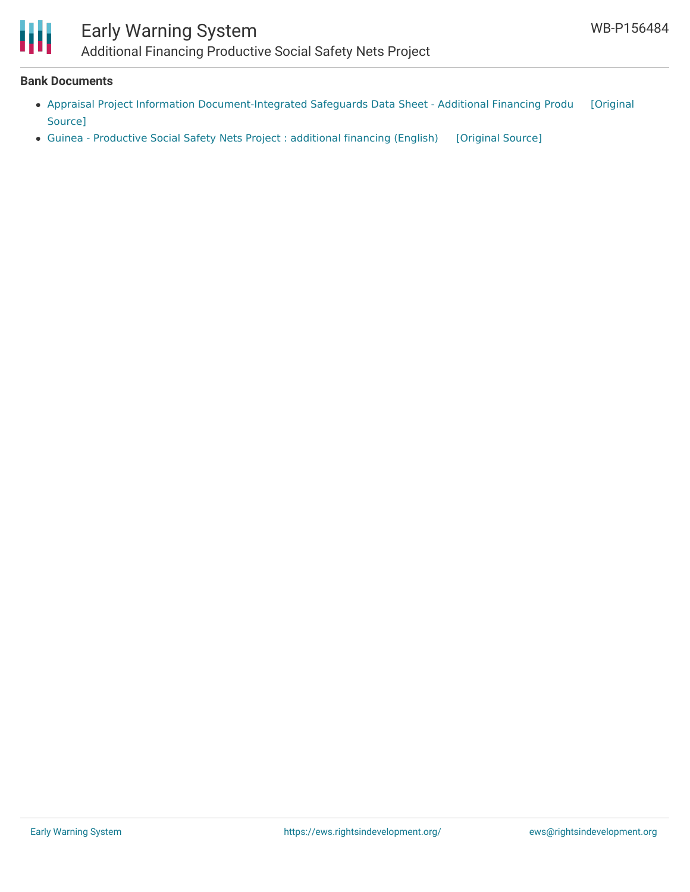**Bank Documents**

- Appraisal Project Information Document-Integrated Safeguards Data Sheet - Additional Financing Produ [Original Source]
- Guinea - Productive Social Safety Nets Project : additional financing (English) [Original Source]